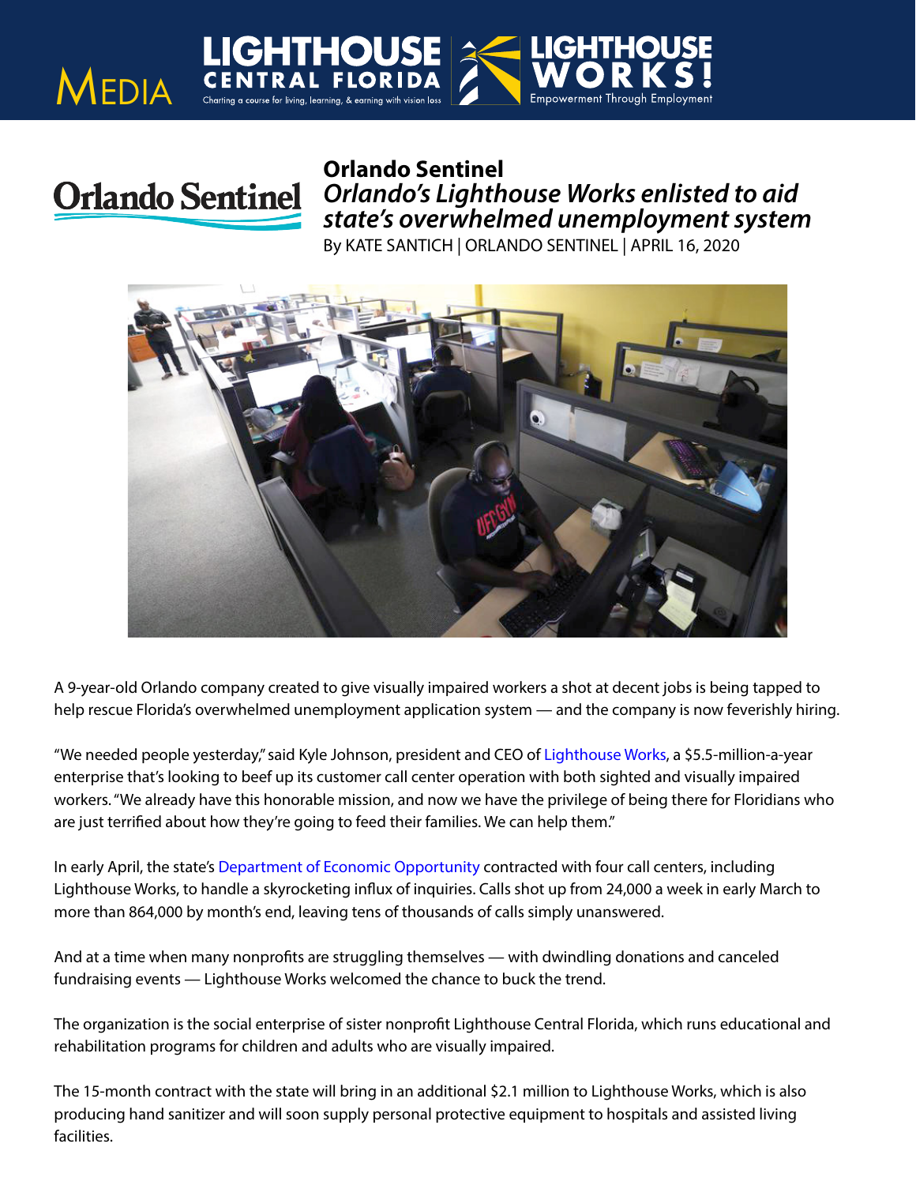**Orlando Sentinel**

*Orlando's Lighthouse Works enlisted to aid state's overwhelmed unemployment system*

By KATE SANTICH | ORLANDO SENTINEL | APRIL 16, 2020

A 9-year-old Orlando company created to give visually impaired workers a shot at decent jobs is being tapped to help rescue Florida's overwhelmed unemployment application system — and the company is now feverishly hiring.

"We needed people yesterday," said Kyle Johnson, president and CEO of Lighthouse Works, a $5.5-million-a-year enterprise that's looking to beef up its customer call center operation with both sighted and visually impaired workers. "We already have this honorable mission, and now we have the privilege of being there for Floridians who are just terrified about how they're going to feed their families. We can help them."

In early April, the state's Department of Economic Opportunity contracted with four call centers, including Lighthouse Works, to handle a skyrocketing influx of inquiries. Calls shot up from 24,000 a week in early March to more than 864,000 by month's end, leaving tens of thousands of calls simply unanswered.

And at a time when many nonprofits are struggling themselves — with dwindling donations and canceled fundraising events — Lighthouse Works welcomed the chance to buck the trend.

The organization is the social enterprise of sister nonprofit Lighthouse Central Florida, which runs educational and rehabilitation programs for children and adults who are visually impaired.

The 15-month contract with the state will bring in an additional $2.1 million to Lighthouse Works, which is also producing hand sanitizer and will soon supply personal protective equipment to hospitals and assisted living facilities.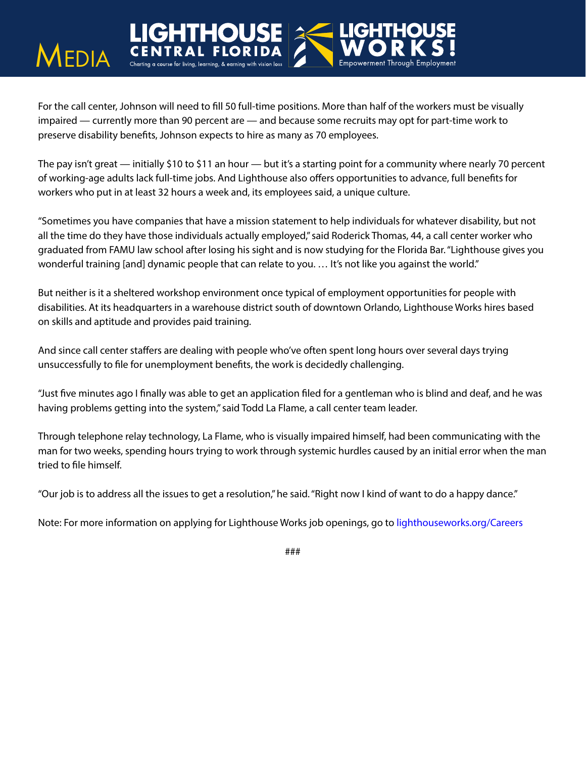For the call center, Johnson will need to fill 50 full-time positions. More than half of the workers must be visually impaired — currently more than 90 percent are — and because some recruits may opt for part-time work to preserve disability benefits, Johnson expects to hire as many as 70 employees.

The pay isn't great — initially $10 to $11 an hour — but it's a starting point for a community where nearly 70 percent of working-age adults lack full-time jobs. And Lighthouse also offers opportunities to advance, full benefits for workers who put in at least 32 hours a week and, its employees said, a unique culture.

"Sometimes you have companies that have a mission statement to help individuals for whatever disability, but not all the time do they have those individuals actually employed," said Roderick Thomas, 44, a call center worker who graduated from FAMU law school after losing his sight and is now studying for the Florida Bar. "Lighthouse gives you wonderful training [and] dynamic people that can relate to you. … It's not like you against the world."

But neither is it a sheltered workshop environment once typical of employment opportunities for people with disabilities. At its headquarters in a warehouse district south of downtown Orlando, Lighthouse Works hires based on skills and aptitude and provides paid training.

And since call center staffers are dealing with people who've often spent long hours over several days trying unsuccessfully to file for unemployment benefits, the work is decidedly challenging.

"Just five minutes ago I finally was able to get an application filed for a gentleman who is blind and deaf, and he was having problems getting into the system," said Todd La Flame, a call center team leader.

Through telephone relay technology, La Flame, who is visually impaired himself, had been communicating with the man for two weeks, spending hours trying to work through systemic hurdles caused by an initial error when the man tried to file himself.

"Our job is to address all the issues to get a resolution," he said. "Right now I kind of want to do a happy dance."

Note: For more information on applying for Lighthouse Works job openings, go to lighthouseworks.org/Careers

###